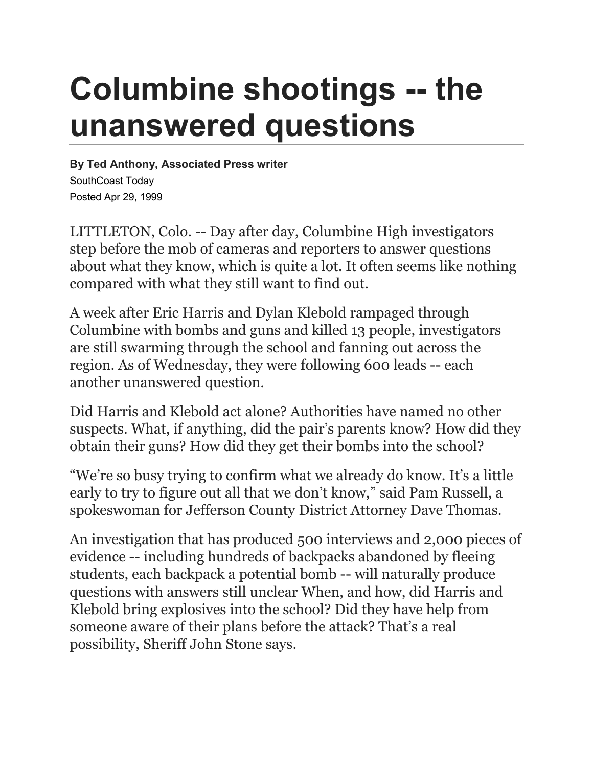# Columbine shootings -- the unanswered questions

**By Ted Anthony, Associated Press writer**

SouthCoast Today

Posted Apr 29, 1999

LITTLETON, Colo. -- Day after day, Columbine High investigators step before the mob of cameras and reporters to answer questions about what they know, which is quite a lot. It often seems like nothing compared with what they still want to find out.

A week after Eric Harris and Dylan Klebold rampaged through Columbine with bombs and guns and killed 13 people, investigators are still swarming through the school and fanning out across the region. As of Wednesday, they were following 600 leads -- each another unanswered question.

Did Harris and Klebold act alone? Authorities have named no other suspects. What, if anything, did the pair's parents know? How did they obtain their guns? How did they get their bombs into the school?

"We're so busy trying to confirm what we already do know. It's a little early to try to figure out all that we don't know," said Pam Russell, a spokeswoman for Jefferson County District Attorney Dave Thomas.

An investigation that has produced 500 interviews and 2,000 pieces of evidence -- including hundreds of backpacks abandoned by fleeing students, each backpack a potential bomb -- will naturally produce questions with answers still unclear When, and how, did Harris and Klebold bring explosives into the school? Did they have help from someone aware of their plans before the attack? That's a real possibility, Sheriff John Stone says.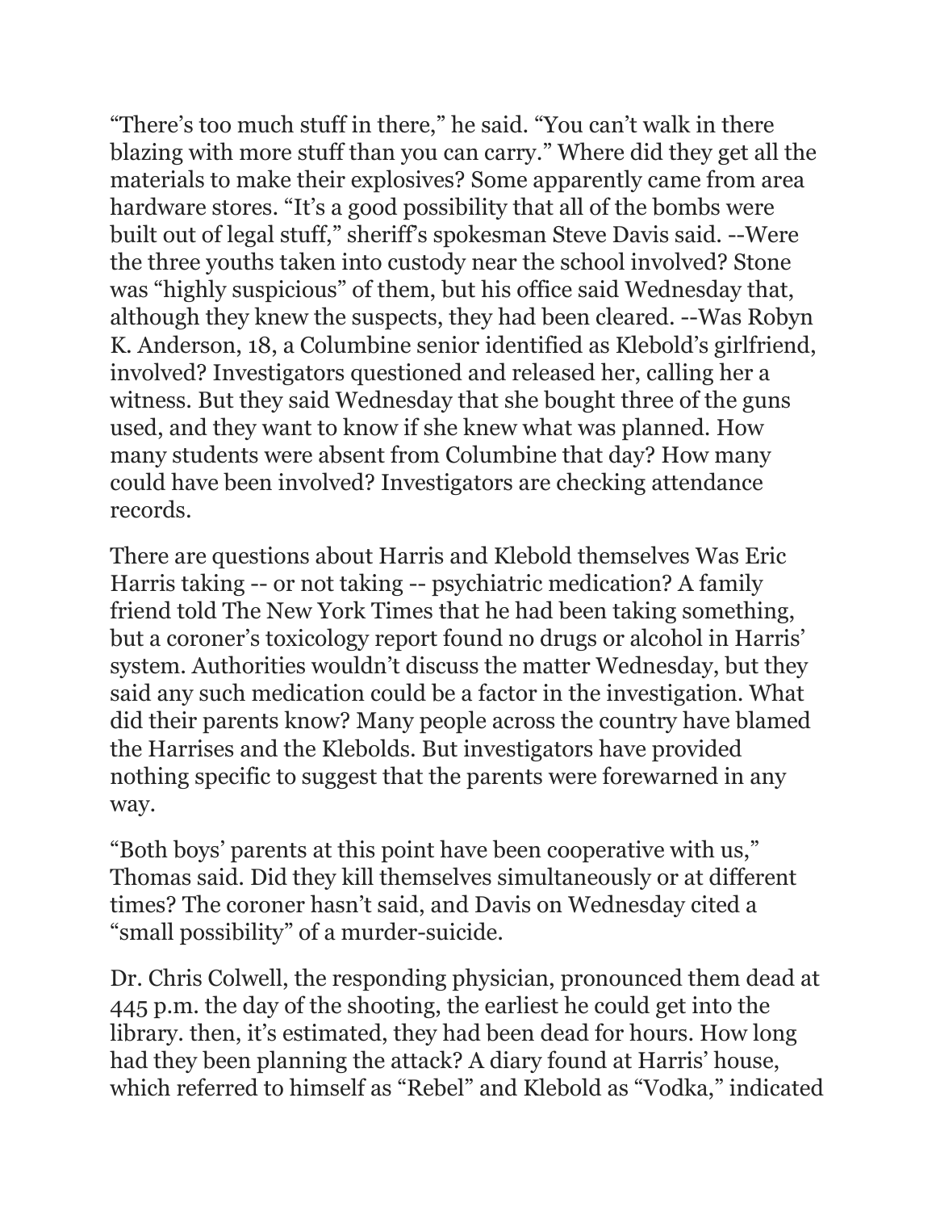“There’s too much stuff in there,” he said. “You can’t walk in there blazing with more stuff than you can carry.” Where did they get all the materials to make their explosives? Some apparently came from area hardware stores. “It’s a good possibility that all of the bombs were built out of legal stuff,” sheriff’s spokesman Steve Davis said. --Were the three youths taken into custody near the school involved? Stone was “highly suspicious” of them, but his office said Wednesday that, although they knew the suspects, they had been cleared. --Was Robyn K. Anderson, 18, a Columbine senior identified as Klebold’s girlfriend, involved? Investigators questioned and released her, calling her a witness. But they said Wednesday that she bought three of the guns used, and they want to know if she knew what was planned. How many students were absent from Columbine that day? How many could have been involved? Investigators are checking attendance records.

There are questions about Harris and Klebold themselves Was Eric Harris taking -- or not taking -- psychiatric medication? A family friend told The New York Times that he had been taking something, but a coroner’s toxicology report found no drugs or alcohol in Harris’ system. Authorities wouldn’t discuss the matter Wednesday, but they said any such medication could be a factor in the investigation. What did their parents know? Many people across the country have blamed the Harrises and the Klebolds. But investigators have provided nothing specific to suggest that the parents were forewarned in any way.

“Both boys’ parents at this point have been cooperative with us,” Thomas said. Did they kill themselves simultaneously or at different times? The coroner hasn’t said, and Davis on Wednesday cited a “small possibility” of a murder-suicide.

Dr. Chris Colwell, the responding physician, pronounced them dead at 445 p.m. the day of the shooting, the earliest he could get into the library. then, it’s estimated, they had been dead for hours. How long had they been planning the attack? A diary found at Harris’ house, which referred to himself as “Rebel” and Klebold as “Vodka,” indicated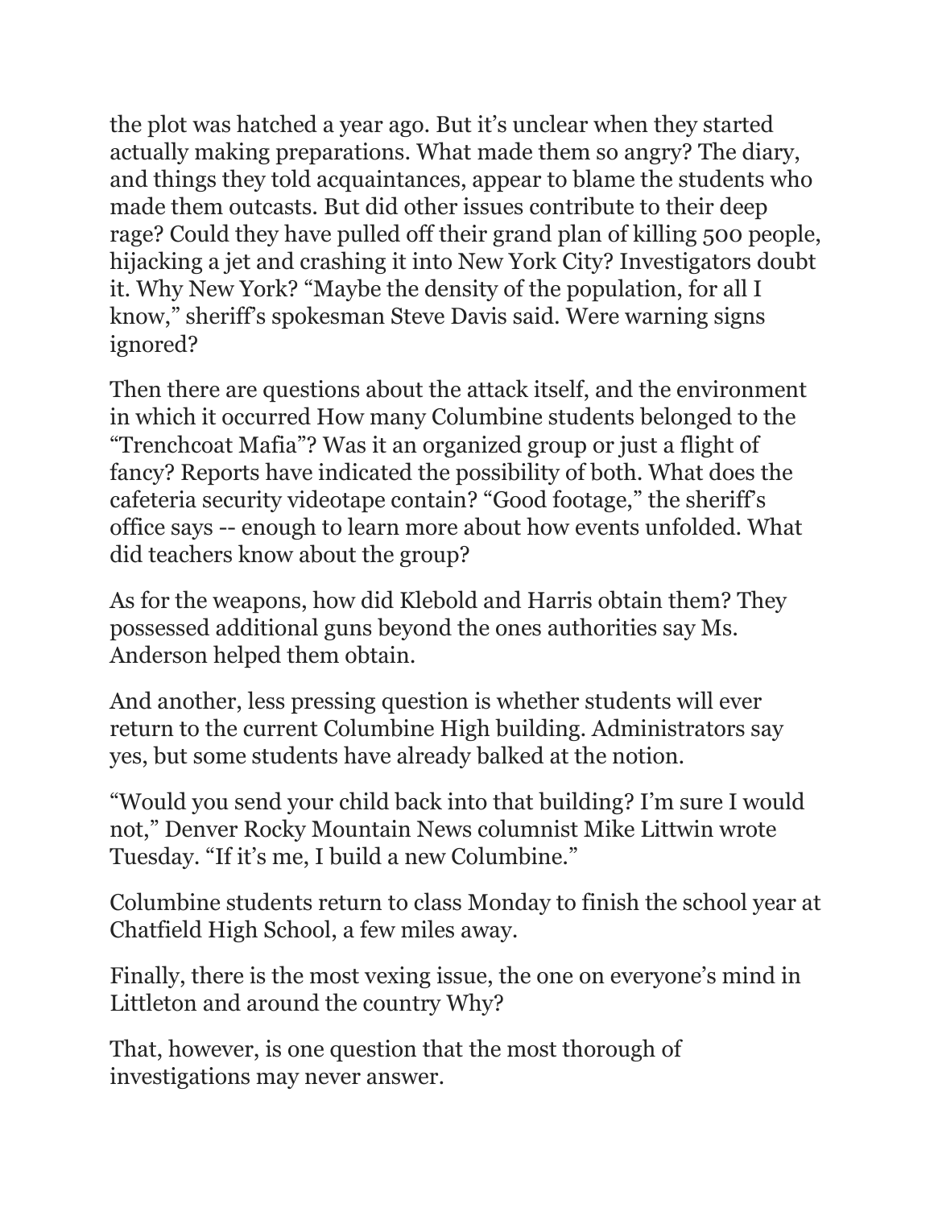the plot was hatched a year ago. But it's unclear when they started actually making preparations. What made them so angry? The diary, and things they told acquaintances, appear to blame the students who made them outcasts. But did other issues contribute to their deep rage? Could they have pulled off their grand plan of killing 500 people, hijacking a jet and crashing it into New York City? Investigators doubt it. Why New York? "Maybe the density of the population, for all I know," sheriff's spokesman Steve Davis said. Were warning signs ignored?

Then there are questions about the attack itself, and the environment in which it occurred How many Columbine students belonged to the "Trenchcoat Mafia"? Was it an organized group or just a flight of fancy? Reports have indicated the possibility of both. What does the cafeteria security videotape contain? "Good footage," the sheriff's office says -- enough to learn more about how events unfolded. What did teachers know about the group?

As for the weapons, how did Klebold and Harris obtain them? They possessed additional guns beyond the ones authorities say Ms. Anderson helped them obtain.

And another, less pressing question is whether students will ever return to the current Columbine High building. Administrators say yes, but some students have already balked at the notion.

"Would you send your child back into that building? I'm sure I would not," Denver Rocky Mountain News columnist Mike Littwin wrote Tuesday. "If it's me, I build a new Columbine."

Columbine students return to class Monday to finish the school year at Chatfield High School, a few miles away.

Finally, there is the most vexing issue, the one on everyone's mind in Littleton and around the country Why?

That, however, is one question that the most thorough of investigations may never answer.